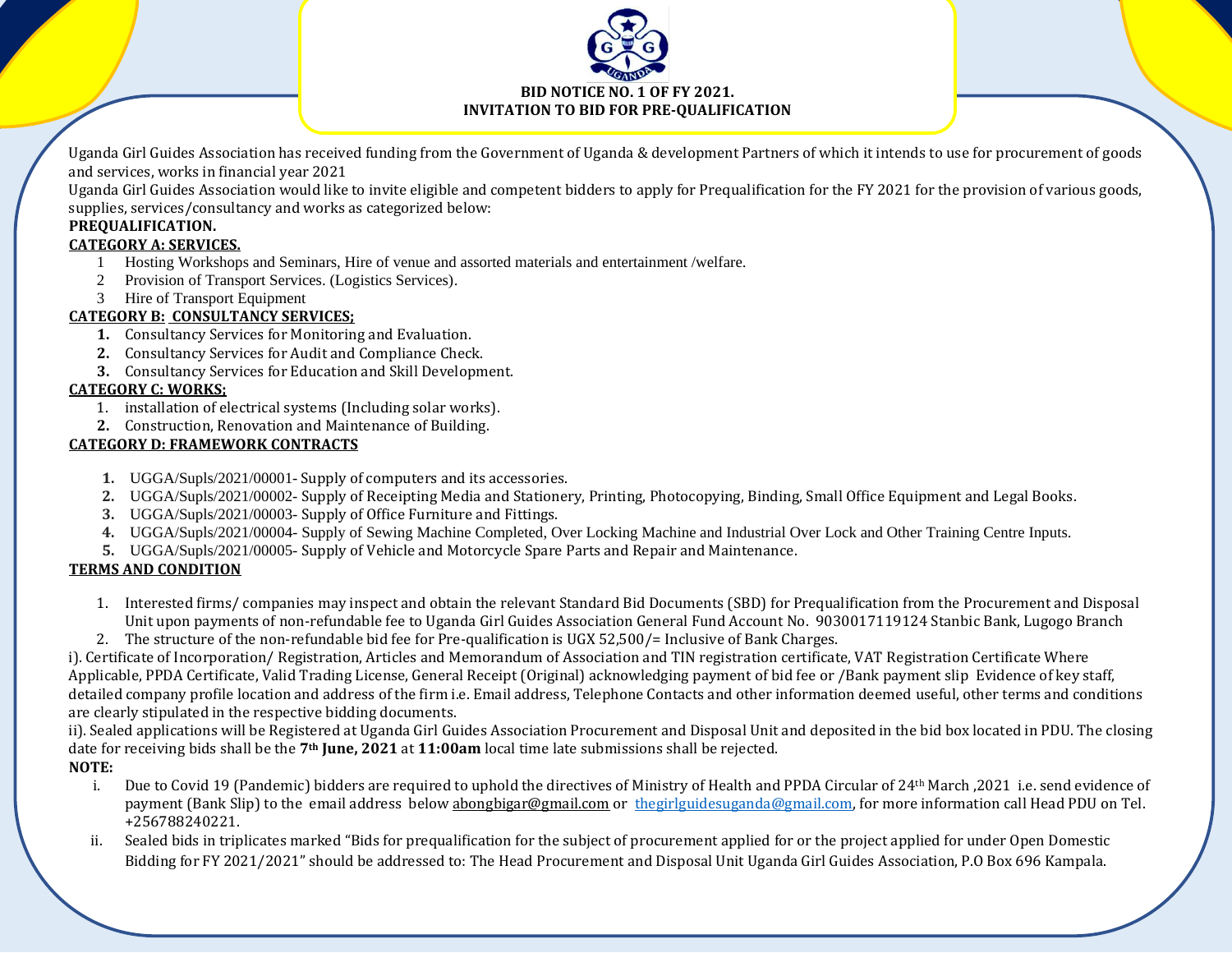**BID NOTICE NO. 1 OF FY 2021.**
**INVITATION TO BID FOR PRE-QUALIFICATION**

Uganda Girl Guides Association has received funding from the Government of Uganda & development Partners of which it intends to use for procurement of goods and services, works in financial year 2021

Uganda Girl Guides Association would like to invite eligible and competent bidders to apply for Prequalification for the FY 2021 for the provision of various goods, supplies, services/consultancy and works as categorized below:

**PREQUALIFICATION.**

**CATEGORY A: SERVICES.**

1. Hosting Workshops and Seminars, Hire of venue and assorted materials and entertainment /welfare.
2. Provision of Transport Services. (Logistics Services).
3. Hire of Transport Equipment

**CATEGORY B: CONSULTANCY SERVICES;**

1. Consultancy Services for Monitoring and Evaluation.
2. Consultancy Services for Audit and Compliance Check.
3. Consultancy Services for Education and Skill Development.

**CATEGORY C: WORKS;**

1. installation of electrical systems (Including solar works).
2. Construction, Renovation and Maintenance of Building.

**CATEGORY D: FRAMEWORK CONTRACTS**

1. UGGA/Supls/2021/00001- Supply of computers and its accessories.
2. UGGA/Supls/2021/00002- Supply of Receipting Media and Stationery, Printing, Photocopying, Binding, Small Office Equipment and Legal Books.
3. UGGA/Supls/2021/00003- Supply of Office Furniture and Fittings.
4. UGGA/Supls/2021/00004- Supply of Sewing Machine Completed, Over Locking Machine and Industrial Over Lock and Other Training Centre Inputs.
5. UGGA/Supls/2021/00005- Supply of Vehicle and Motorcycle Spare Parts and Repair and Maintenance.

**TERMS AND CONDITION**

1. Interested firms/ companies may inspect and obtain the relevant Standard Bid Documents (SBD) for Prequalification from the Procurement and Disposal Unit upon payments of non-refundable fee to Uganda Girl Guides Association General Fund Account No. 9030017119124 Stanbic Bank, Lugogo Branch
2. The structure of the non-refundable bid fee for Pre-qualification is UGX 52,500/= Inclusive of Bank Charges.

i). Certificate of Incorporation/ Registration, Articles and Memorandum of Association and TIN registration certificate, VAT Registration Certificate Where Applicable, PPDA Certificate, Valid Trading License, General Receipt (Original) acknowledging payment of bid fee or /Bank payment slip Evidence of key staff, detailed company profile location and address of the firm i.e. Email address, Telephone Contacts and other information deemed useful, other terms and conditions are clearly stipulated in the respective bidding documents.

ii). Sealed applications will be Registered at Uganda Girl Guides Association Procurement and Disposal Unit and deposited in the bid box located in PDU. The closing date for receiving bids shall be the **7th June, 2021** at **11:00am** local time late submissions shall be rejected.

**NOTE:**

i. Due to Covid 19 (Pandemic) bidders are required to uphold the directives of Ministry of Health and PPDA Circular of 24th March ,2021 i.e. send evidence of payment (Bank Slip) to the email address below abongbigar@gmail.com or thegirlguidesuganda@gmail.com, for more information call Head PDU on Tel. +256788240221.

ii. Sealed bids in triplicates marked "Bids for prequalification for the subject of procurement applied for or the project applied for under Open Domestic Bidding for FY 2021/2021" should be addressed to: The Head Procurement and Disposal Unit Uganda Girl Guides Association, P.O Box 696 Kampala.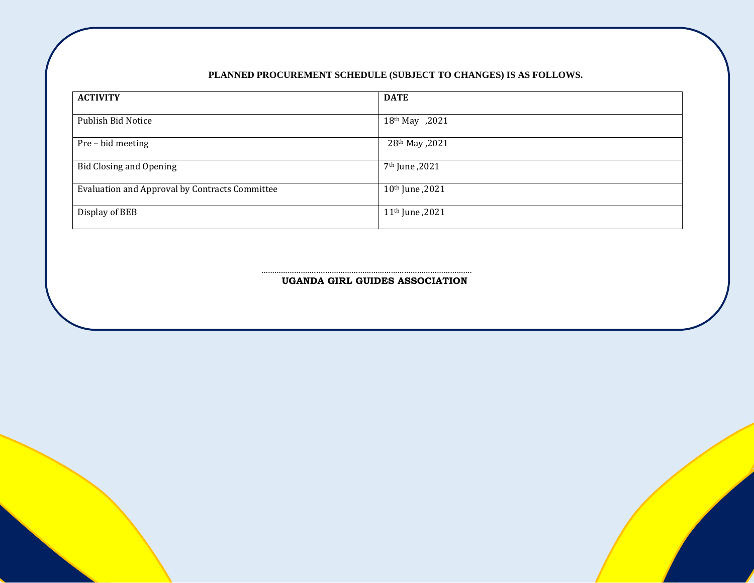**PLANNED PROCUREMENT SCHEDULE (SUBJECT TO CHANGES) IS AS FOLLOWS.**

| ACTIVITY | DATE |
|---|---|
| Publish Bid Notice | 18th May ,2021 |
| Pre – bid meeting | 28th May ,2021 |
| Bid Closing and Opening | 7th June ,2021 |
| Evaluation and Approval by Contracts Committee | 10th June ,2021 |
| Display of BEB | 11th June ,2021 |

……………………………………………………………………………

**UGANDA GIRL GUIDES ASSOCIATION**